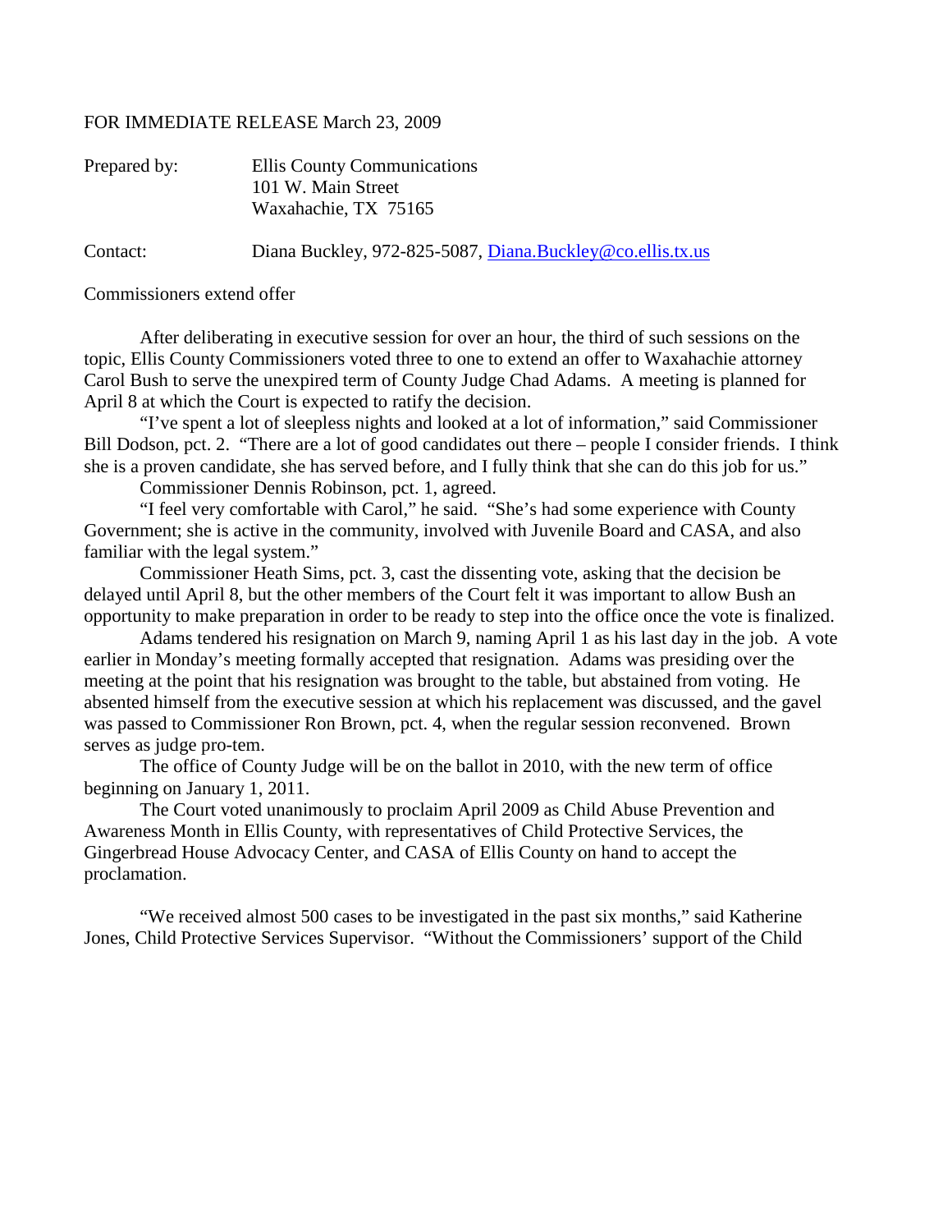FOR IMMEDIATE RELEASE March 23, 2009

Prepared by: Ellis County Communications
101 W. Main Street
Waxahachie, TX 75165

Contact: Diana Buckley, 972-825-5087, Diana.Buckley@co.ellis.tx.us

Commissioners extend offer

After deliberating in executive session for over an hour, the third of such sessions on the topic, Ellis County Commissioners voted three to one to extend an offer to Waxahachie attorney Carol Bush to serve the unexpired term of County Judge Chad Adams. A meeting is planned for April 8 at which the Court is expected to ratify the decision.

"I've spent a lot of sleepless nights and looked at a lot of information," said Commissioner Bill Dodson, pct. 2. "There are a lot of good candidates out there – people I consider friends. I think she is a proven candidate, she has served before, and I fully think that she can do this job for us."

Commissioner Dennis Robinson, pct. 1, agreed.

"I feel very comfortable with Carol," he said. "She's had some experience with County Government; she is active in the community, involved with Juvenile Board and CASA, and also familiar with the legal system."

Commissioner Heath Sims, pct. 3, cast the dissenting vote, asking that the decision be delayed until April 8, but the other members of the Court felt it was important to allow Bush an opportunity to make preparation in order to be ready to step into the office once the vote is finalized.

Adams tendered his resignation on March 9, naming April 1 as his last day in the job. A vote earlier in Monday's meeting formally accepted that resignation. Adams was presiding over the meeting at the point that his resignation was brought to the table, but abstained from voting. He absented himself from the executive session at which his replacement was discussed, and the gavel was passed to Commissioner Ron Brown, pct. 4, when the regular session reconvened. Brown serves as judge pro-tem.

The office of County Judge will be on the ballot in 2010, with the new term of office beginning on January 1, 2011.

The Court voted unanimously to proclaim April 2009 as Child Abuse Prevention and Awareness Month in Ellis County, with representatives of Child Protective Services, the Gingerbread House Advocacy Center, and CASA of Ellis County on hand to accept the proclamation.

"We received almost 500 cases to be investigated in the past six months," said Katherine Jones, Child Protective Services Supervisor. "Without the Commissioners' support of the Child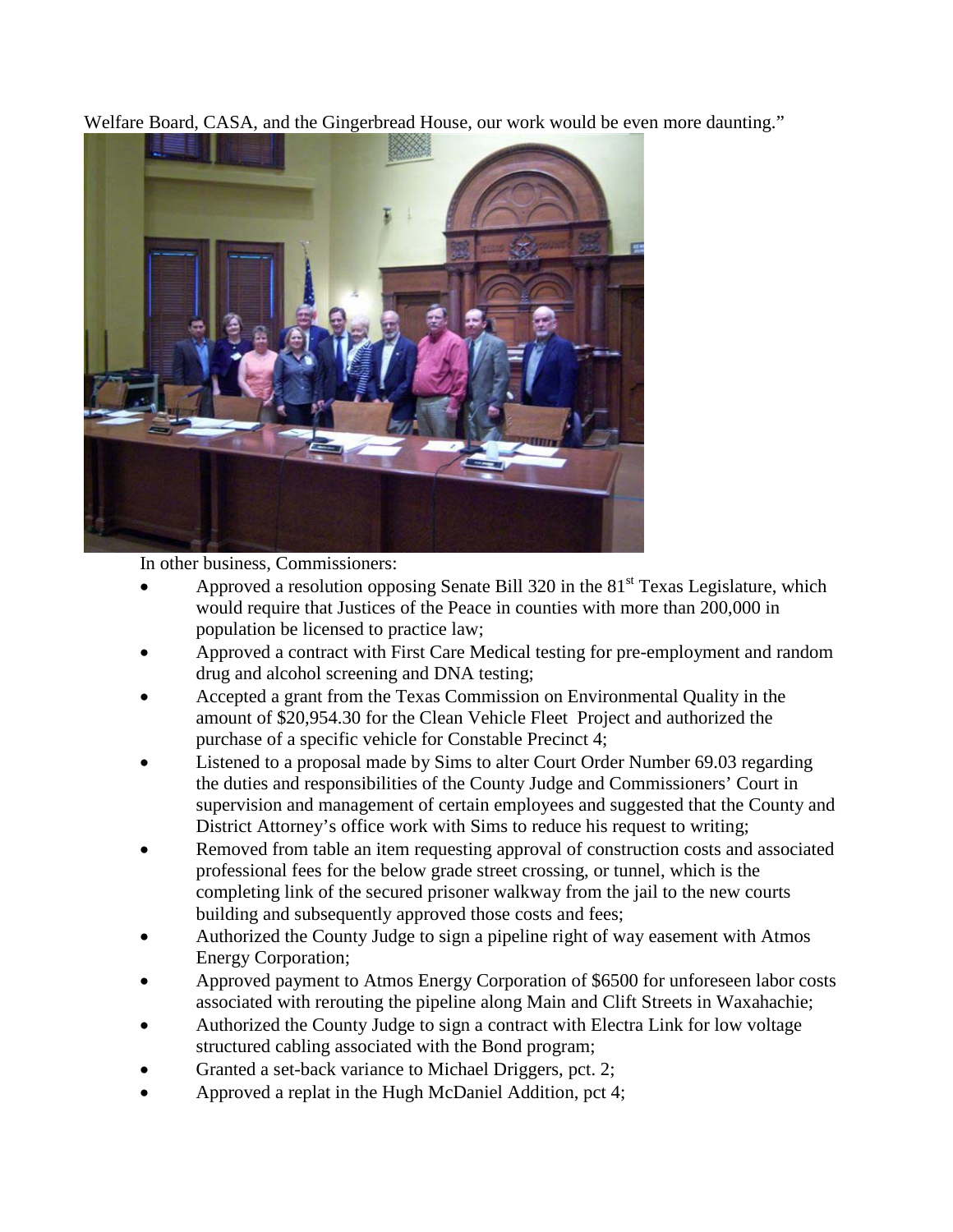Welfare Board, CASA, and the Gingerbread House, our work would be even more daunting."

In other business, Commissioners:

- Approved a resolution opposing Senate Bill 320 in the 81st Texas Legislature, which would require that Justices of the Peace in counties with more than 200,000 in population be licensed to practice law;
- Approved a contract with First Care Medical testing for pre-employment and random drug and alcohol screening and DNA testing;
- Accepted a grant from the Texas Commission on Environmental Quality in the amount of $20,954.30 for the Clean Vehicle Fleet Project and authorized the purchase of a specific vehicle for Constable Precinct 4;
- Listened to a proposal made by Sims to alter Court Order Number 69.03 regarding the duties and responsibilities of the County Judge and Commissioners' Court in supervision and management of certain employees and suggested that the County and District Attorney's office work with Sims to reduce his request to writing;
- Removed from table an item requesting approval of construction costs and associated professional fees for the below grade street crossing, or tunnel, which is the completing link of the secured prisoner walkway from the jail to the new courts building and subsequently approved those costs and fees;
- Authorized the County Judge to sign a pipeline right of way easement with Atmos Energy Corporation;
- Approved payment to Atmos Energy Corporation of $6500 for unforeseen labor costs associated with rerouting the pipeline along Main and Clift Streets in Waxahachie;
- Authorized the County Judge to sign a contract with Electra Link for low voltage structured cabling associated with the Bond program;
- Granted a set-back variance to Michael Driggers, pct. 2;
- Approved a replat in the Hugh McDaniel Addition, pct 4;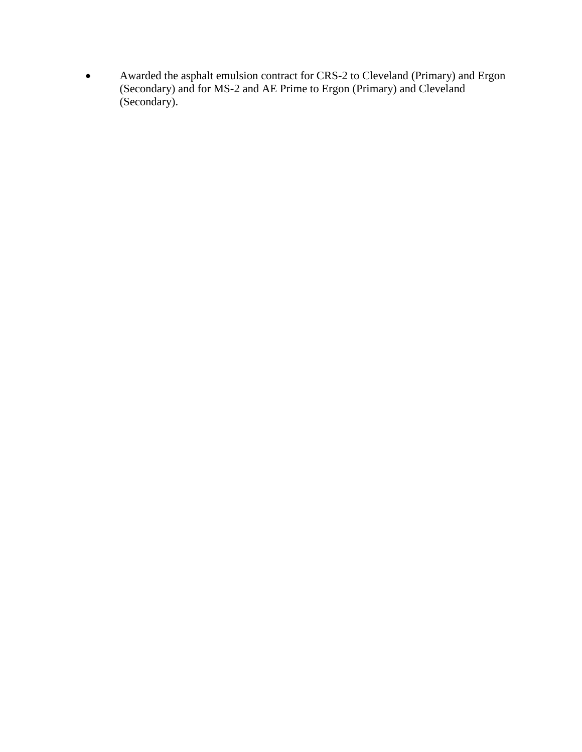- Awarded the asphalt emulsion contract for CRS-2 to Cleveland (Primary) and Ergon (Secondary) and for MS-2 and AE Prime to Ergon (Primary) and Cleveland (Secondary).